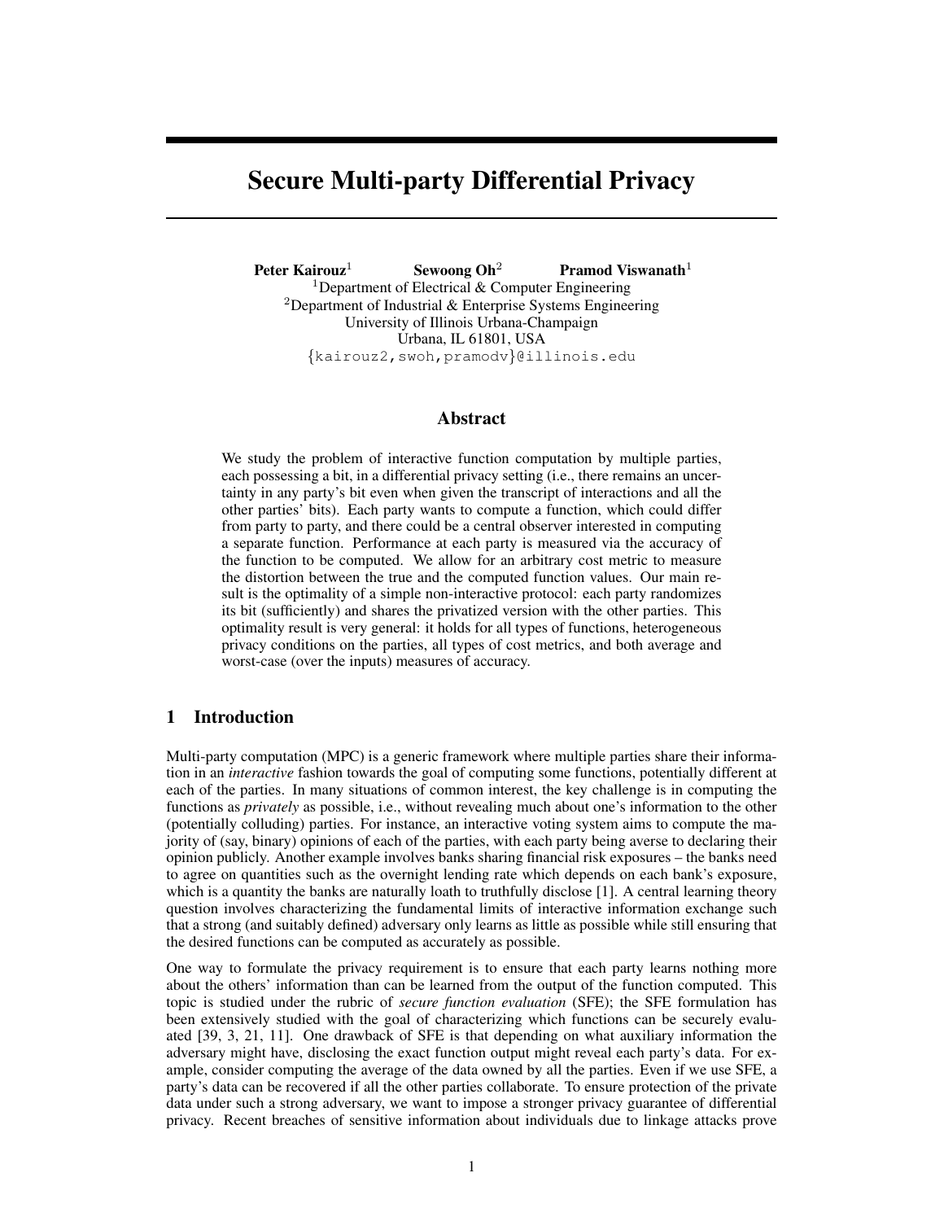# Secure Multi-party Differential Privacy

**Peter Kairouz**[1] **Sewoong Oh**[2] **Pramod Viswanath**[1]

[1]Department of Electrical & Computer Engineering
[2]Department of Industrial & Enterprise Systems Engineering
University of Illinois Urbana-Champaign
Urbana, IL 61801, USA
{kairouz2,swoh,pramodv}@illinois.edu

## Abstract

We study the problem of interactive function computation by multiple parties, each possessing a bit, in a differential privacy setting (i.e., there remains an uncertainty in any party's bit even when given the transcript of interactions and all the other parties' bits). Each party wants to compute a function, which could differ from party to party, and there could be a central observer interested in computing a separate function. Performance at each party is measured via the accuracy of the function to be computed. We allow for an arbitrary cost metric to measure the distortion between the true and the computed function values. Our main result is the optimality of a simple non-interactive protocol: each party randomizes its bit (sufficiently) and shares the privatized version with the other parties. This optimality result is very general: it holds for all types of functions, heterogeneous privacy conditions on the parties, all types of cost metrics, and both average and worst-case (over the inputs) measures of accuracy.

## 1 Introduction

Multi-party computation (MPC) is a generic framework where multiple parties share their information in an *interactive* fashion towards the goal of computing some functions, potentially different at each of the parties. In many situations of common interest, the key challenge is in computing the functions as *privately* as possible, i.e., without revealing much about one's information to the other (potentially colluding) parties. For instance, an interactive voting system aims to compute the majority of (say, binary) opinions of each of the parties, with each party being averse to declaring their opinion publicly. Another example involves banks sharing financial risk exposures – the banks need to agree on quantities such as the overnight lending rate which depends on each bank's exposure, which is a quantity the banks are naturally loath to truthfully disclose [1]. A central learning theory question involves characterizing the fundamental limits of interactive information exchange such that a strong (and suitably defined) adversary only learns as little as possible while still ensuring that the desired functions can be computed as accurately as possible.

One way to formulate the privacy requirement is to ensure that each party learns nothing more about the others' information than can be learned from the output of the function computed. This topic is studied under the rubric of *secure function evaluation* (SFE); the SFE formulation has been extensively studied with the goal of characterizing which functions can be securely evaluated [39, 3, 21, 11]. One drawback of SFE is that depending on what auxiliary information the adversary might have, disclosing the exact function output might reveal each party's data. For example, consider computing the average of the data owned by all the parties. Even if we use SFE, a party's data can be recovered if all the other parties collaborate. To ensure protection of the private data under such a strong adversary, we want to impose a stronger privacy guarantee of differential privacy. Recent breaches of sensitive information about individuals due to linkage attacks prove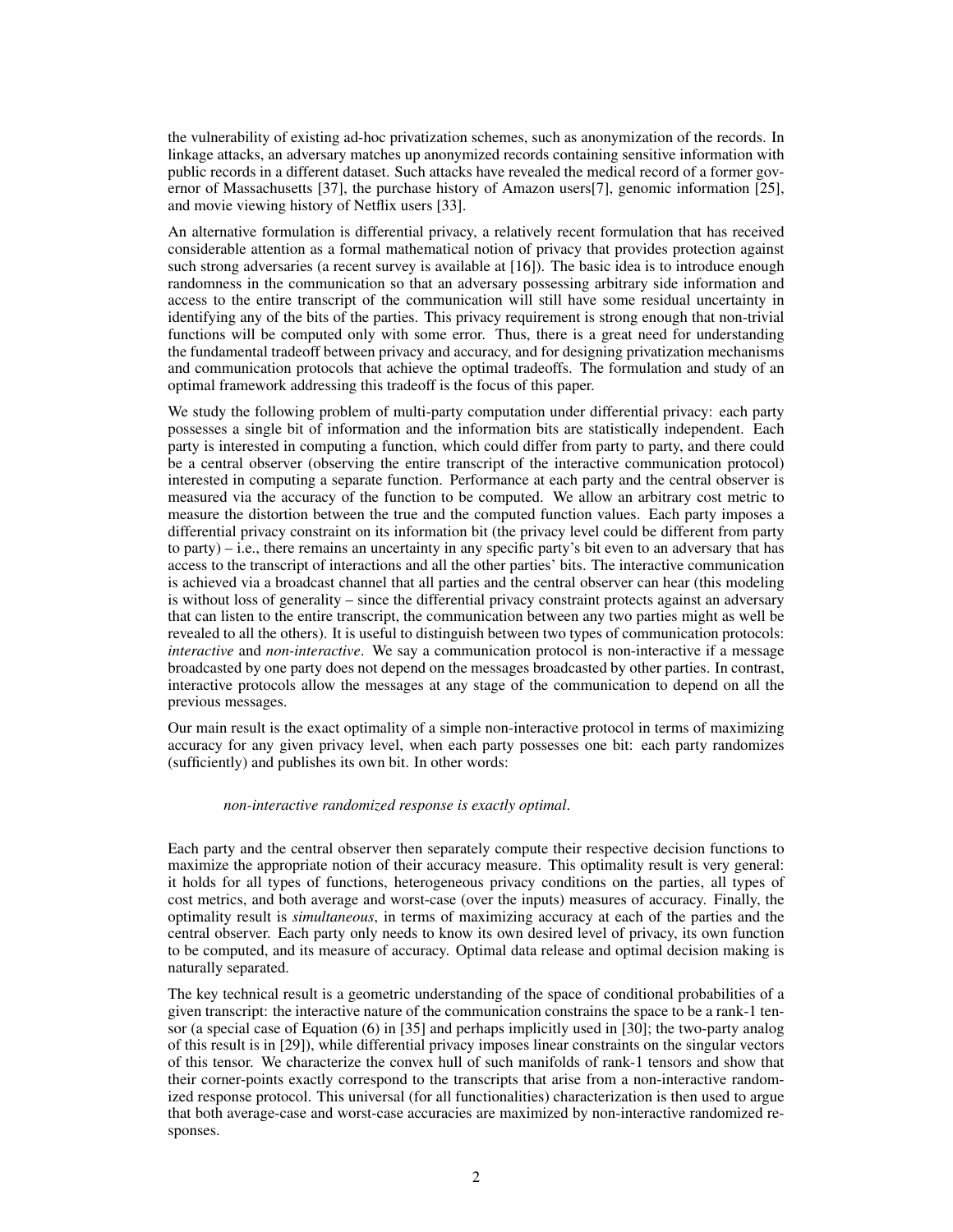the vulnerability of existing ad-hoc privatization schemes, such as anonymization of the records. In linkage attacks, an adversary matches up anonymized records containing sensitive information with public records in a different dataset. Such attacks have revealed the medical record of a former governor of Massachusetts [37], the purchase history of Amazon users[7], genomic information [25], and movie viewing history of Netflix users [33].

An alternative formulation is differential privacy, a relatively recent formulation that has received considerable attention as a formal mathematical notion of privacy that provides protection against such strong adversaries (a recent survey is available at [16]). The basic idea is to introduce enough randomness in the communication so that an adversary possessing arbitrary side information and access to the entire transcript of the communication will still have some residual uncertainty in identifying any of the bits of the parties. This privacy requirement is strong enough that non-trivial functions will be computed only with some error. Thus, there is a great need for understanding the fundamental tradeoff between privacy and accuracy, and for designing privatization mechanisms and communication protocols that achieve the optimal tradeoffs. The formulation and study of an optimal framework addressing this tradeoff is the focus of this paper.

We study the following problem of multi-party computation under differential privacy: each party possesses a single bit of information and the information bits are statistically independent. Each party is interested in computing a function, which could differ from party to party, and there could be a central observer (observing the entire transcript of the interactive communication protocol) interested in computing a separate function. Performance at each party and the central observer is measured via the accuracy of the function to be computed. We allow an arbitrary cost metric to measure the distortion between the true and the computed function values. Each party imposes a differential privacy constraint on its information bit (the privacy level could be different from party to party) – i.e., there remains an uncertainty in any specific party's bit even to an adversary that has access to the transcript of interactions and all the other parties' bits. The interactive communication is achieved via a broadcast channel that all parties and the central observer can hear (this modeling is without loss of generality – since the differential privacy constraint protects against an adversary that can listen to the entire transcript, the communication between any two parties might as well be revealed to all the others). It is useful to distinguish between two types of communication protocols: *interactive* and *non-interactive*. We say a communication protocol is non-interactive if a message broadcasted by one party does not depend on the messages broadcasted by other parties. In contrast, interactive protocols allow the messages at any stage of the communication to depend on all the previous messages.

Our main result is the exact optimality of a simple non-interactive protocol in terms of maximizing accuracy for any given privacy level, when each party possesses one bit: each party randomizes (sufficiently) and publishes its own bit. In other words:

*non-interactive randomized response is exactly optimal*.

Each party and the central observer then separately compute their respective decision functions to maximize the appropriate notion of their accuracy measure. This optimality result is very general: it holds for all types of functions, heterogeneous privacy conditions on the parties, all types of cost metrics, and both average and worst-case (over the inputs) measures of accuracy. Finally, the optimality result is *simultaneous*, in terms of maximizing accuracy at each of the parties and the central observer. Each party only needs to know its own desired level of privacy, its own function to be computed, and its measure of accuracy. Optimal data release and optimal decision making is naturally separated.

The key technical result is a geometric understanding of the space of conditional probabilities of a given transcript: the interactive nature of the communication constrains the space to be a rank-1 tensor (a special case of Equation (6) in [35] and perhaps implicitly used in [30]; the two-party analog of this result is in [29]), while differential privacy imposes linear constraints on the singular vectors of this tensor. We characterize the convex hull of such manifolds of rank-1 tensors and show that their corner-points exactly correspond to the transcripts that arise from a non-interactive randomized response protocol. This universal (for all functionalities) characterization is then used to argue that both average-case and worst-case accuracies are maximized by non-interactive randomized responses.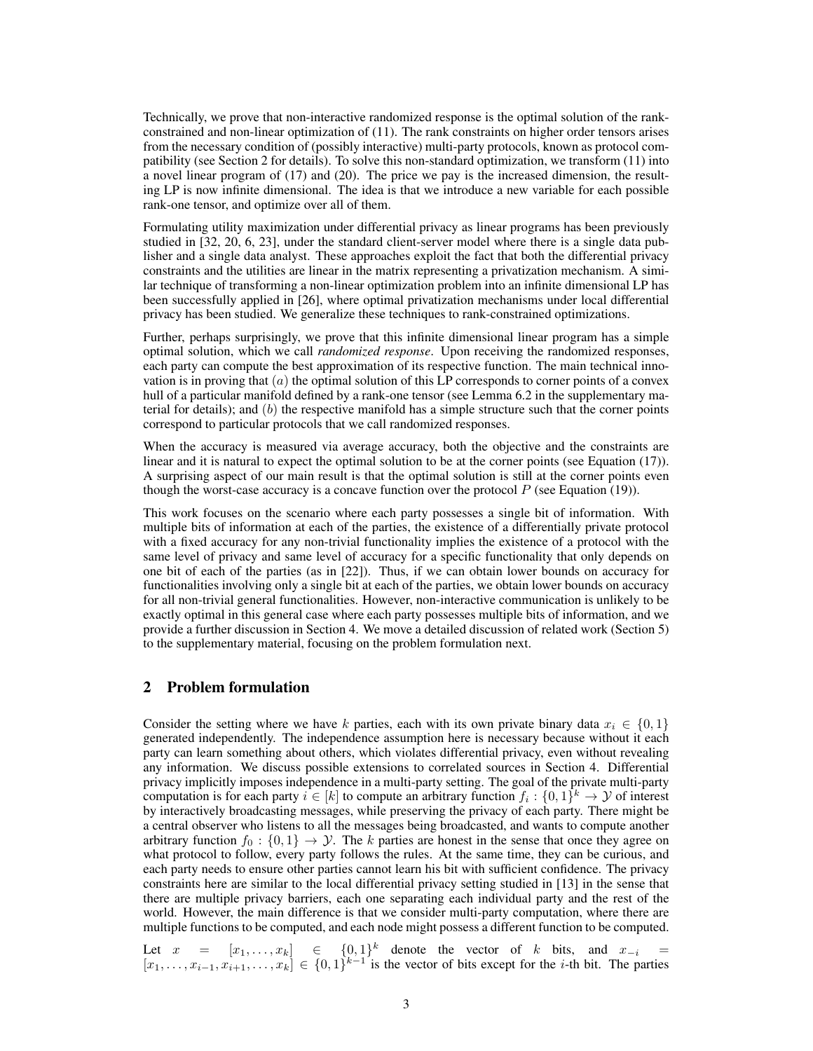Technically, we prove that non-interactive randomized response is the optimal solution of the rank-constrained and non-linear optimization of (11). The rank constraints on higher order tensors arises from the necessary condition of (possibly interactive) multi-party protocols, known as protocol compatibility (see Section 2 for details). To solve this non-standard optimization, we transform (11) into a novel linear program of (17) and (20). The price we pay is the increased dimension, the resulting LP is now infinite dimensional. The idea is that we introduce a new variable for each possible rank-one tensor, and optimize over all of them.

Formulating utility maximization under differential privacy as linear programs has been previously studied in [32, 20, 6, 23], under the standard client-server model where there is a single data publisher and a single data analyst. These approaches exploit the fact that both the differential privacy constraints and the utilities are linear in the matrix representing a privatization mechanism. A similar technique of transforming a non-linear optimization problem into an infinite dimensional LP has been successfully applied in [26], where optimal privatization mechanisms under local differential privacy has been studied. We generalize these techniques to rank-constrained optimizations.

Further, perhaps surprisingly, we prove that this infinite dimensional linear program has a simple optimal solution, which we call *randomized response*. Upon receiving the randomized responses, each party can compute the best approximation of its respective function. The main technical innovation is in proving that $(a)$ the optimal solution of this LP corresponds to corner points of a convex hull of a particular manifold defined by a rank-one tensor (see Lemma 6.2 in the supplementary material for details); and $(b)$ the respective manifold has a simple structure such that the corner points correspond to particular protocols that we call randomized responses.

When the accuracy is measured via average accuracy, both the objective and the constraints are linear and it is natural to expect the optimal solution to be at the corner points (see Equation (17)). A surprising aspect of our main result is that the optimal solution is still at the corner points even though the worst-case accuracy is a concave function over the protocol $P$ (see Equation (19)).

This work focuses on the scenario where each party possesses a single bit of information. With multiple bits of information at each of the parties, the existence of a differentially private protocol with a fixed accuracy for any non-trivial functionality implies the existence of a protocol with the same level of privacy and same level of accuracy for a specific functionality that only depends on one bit of each of the parties (as in [22]). Thus, if we can obtain lower bounds on accuracy for functionalities involving only a single bit at each of the parties, we obtain lower bounds on accuracy for all non-trivial general functionalities. However, non-interactive communication is unlikely to be exactly optimal in this general case where each party possesses multiple bits of information, and we provide a further discussion in Section 4. We move a detailed discussion of related work (Section 5) to the supplementary material, focusing on the problem formulation next.

## 2 Problem formulation

Consider the setting where we have $k$ parties, each with its own private binary data $x_i \in \{0, 1\}$ generated independently. The independence assumption here is necessary because without it each party can learn something about others, which violates differential privacy, even without revealing any information. We discuss possible extensions to correlated sources in Section 4. Differential privacy implicitly imposes independence in a multi-party setting. The goal of the private multi-party computation is for each party $i \in [k]$ to compute an arbitrary function $f_i : \{0, 1\}^k \to \mathcal{Y}$ of interest by interactively broadcasting messages, while preserving the privacy of each party. There might be a central observer who listens to all the messages being broadcasted, and wants to compute another arbitrary function $f_0 : \{0, 1\} \to \mathcal{Y}$. The $k$ parties are honest in the sense that once they agree on what protocol to follow, every party follows the rules. At the same time, they can be curious, and each party needs to ensure other parties cannot learn his bit with sufficient confidence. The privacy constraints here are similar to the local differential privacy setting studied in [13] in the sense that there are multiple privacy barriers, each one separating each individual party and the rest of the world. However, the main difference is that we consider multi-party computation, where there are multiple functions to be computed, and each node might possess a different function to be computed.

Let $x = [x_1, \ldots, x_k] \in \{0, 1\}^k$ denote the vector of $k$ bits, and $x_{-i} = [x_1, \ldots, x_{i-1}, x_{i+1}, \ldots, x_k] \in \{0, 1\}^{k-1}$ is the vector of bits except for the $i$-th bit. The parties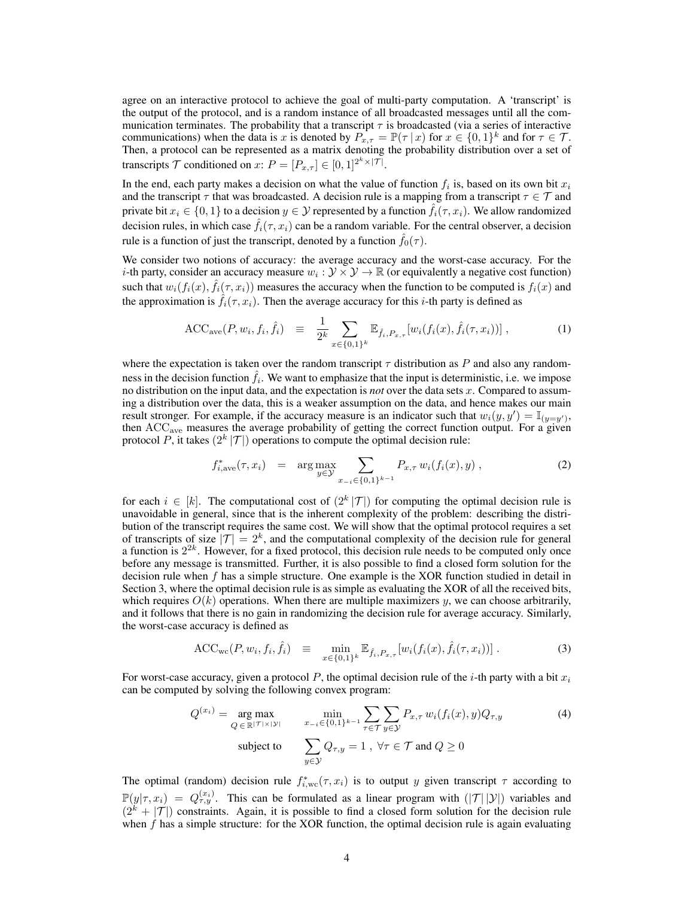agree on an interactive protocol to achieve the goal of multi-party computation. A 'transcript' is the output of the protocol, and is a random instance of all broadcasted messages until all the communication terminates. The probability that a transcript $\tau$ is broadcasted (via a series of interactive communications) when the data is $x$ is denoted by $P_{x,\tau} = \mathbb{P}(\tau \,|\, x)$ for $x \in \{0,1\}^k$ and for $\tau \in \mathcal{T}$. Then, a protocol can be represented as a matrix denoting the probability distribution over a set of transcripts $\mathcal{T}$ conditioned on $x$: $P = [P_{x,\tau}] \in [0,1]^{2^k \times |\mathcal{T}|}$.

In the end, each party makes a decision on what the value of function $f_i$ is, based on its own bit $x_i$ and the transcript $\tau$ that was broadcasted. A decision rule is a mapping from a transcript $\tau \in \mathcal{T}$ and private bit $x_i \in \{0,1\}$ to a decision $y \in \mathcal{Y}$ represented by a function $\hat{f}_i(\tau, x_i)$. We allow randomized decision rules, in which case $\hat{f}_i(\tau, x_i)$ can be a random variable. For the central observer, a decision rule is a function of just the transcript, denoted by a function $\hat{f}_0(\tau)$.

We consider two notions of accuracy: the average accuracy and the worst-case accuracy. For the $i$-th party, consider an accuracy measure $w_i : \mathcal{Y} \times \mathcal{Y} \to \mathbb{R}$ (or equivalently a negative cost function) such that $w_i(f_i(x), \hat{f}_i(\tau, x_i))$ measures the accuracy when the function to be computed is $f_i(x)$ and the approximation is $\hat{f}_i(\tau, x_i)$. Then the average accuracy for this $i$-th party is defined as

$$\mathrm{ACC}_{\mathrm{ave}}(P, w_i, f_i, \hat{f}_i) \equiv \frac{1}{2^k} \sum_{x \in \{0,1\}^k} \mathbb{E}_{\hat{f}_i, P_{x,\tau}}[w_i(f_i(x), \hat{f}_i(\tau, x_i))] \, , \tag{1}$$

where the expectation is taken over the random transcript $\tau$ distribution as $P$ and also any randomness in the decision function $\hat{f}_i$. We want to emphasize that the input is deterministic, i.e. we impose no distribution on the input data, and the expectation is *not* over the data sets $x$. Compared to assuming a distribution over the data, this is a weaker assumption on the data, and hence makes our main result stronger. For example, if the accuracy measure is an indicator such that $w_i(y, y') = \mathbb{I}_{(y=y')}$, then $\mathrm{ACC}_{\mathrm{ave}}$ measures the average probability of getting the correct function output. For a given protocol $P$, it takes $(2^k\,|\mathcal{T}|)$ operations to compute the optimal decision rule:

$$f^*_{i,\mathrm{ave}}(\tau, x_i) = \arg\max_{y \in \mathcal{Y}} \sum_{x_{-i} \in \{0,1\}^{k-1}} P_{x,\tau}\, w_i(f_i(x), y) \, , \tag{2}$$

for each $i \in [k]$. The computational cost of $(2^k\,|\mathcal{T}|)$ for computing the optimal decision rule is unavoidable in general, since that is the inherent complexity of the problem: describing the distribution of the transcript requires the same cost. We will show that the optimal protocol requires a set of transcripts of size $|\mathcal{T}| = 2^k$, and the computational complexity of the decision rule for general a function is $2^{2k}$. However, for a fixed protocol, this decision rule needs to be computed only once before any message is transmitted. Further, it is also possible to find a closed form solution for the decision rule when $f$ has a simple structure. One example is the XOR function studied in detail in Section 3, where the optimal decision rule is as simple as evaluating the XOR of all the received bits, which requires $O(k)$ operations. When there are multiple maximizers $y$, we can choose arbitrarily, and it follows that there is no gain in randomizing the decision rule for average accuracy. Similarly, the worst-case accuracy is defined as

$$\mathrm{ACC}_{\mathrm{wc}}(P, w_i, f_i, \hat{f}_i) \equiv \min_{x \in \{0,1\}^k} \mathbb{E}_{\hat{f}_i, P_{x,\tau}}[w_i(f_i(x), \hat{f}_i(\tau, x_i))] \, . \tag{3}$$

For worst-case accuracy, given a protocol $P$, the optimal decision rule of the $i$-th party with a bit $x_i$ can be computed by solving the following convex program:

$$\begin{aligned} Q^{(x_i)} = \arg\max_{Q \in \mathbb{R}^{|\mathcal{T}| \times |\mathcal{Y}|}} \quad & \min_{x_{-i} \in \{0,1\}^{k-1}} \sum_{\tau \in \mathcal{T}} \sum_{y \in \mathcal{Y}} P_{x,\tau}\, w_i(f_i(x), y) Q_{\tau,y} \\ \text{subject to} \quad & \sum_{y \in \mathcal{Y}} Q_{\tau,y} = 1 \, , \; \forall \tau \in \mathcal{T} \text{ and } Q \geq 0 \end{aligned} \tag{4}$$

The optimal (random) decision rule $f^*_{i,\mathrm{wc}}(\tau, x_i)$ is to output $y$ given transcript $\tau$ according to $\mathbb{P}(y|\tau, x_i) = Q^{(x_i)}_{\tau,y}$. This can be formulated as a linear program with $(|\mathcal{T}|\,|\mathcal{Y}|)$ variables and $(2^k + |\mathcal{T}|)$ constraints. Again, it is possible to find a closed form solution for the decision rule when $f$ has a simple structure: for the XOR function, the optimal decision rule is again evaluating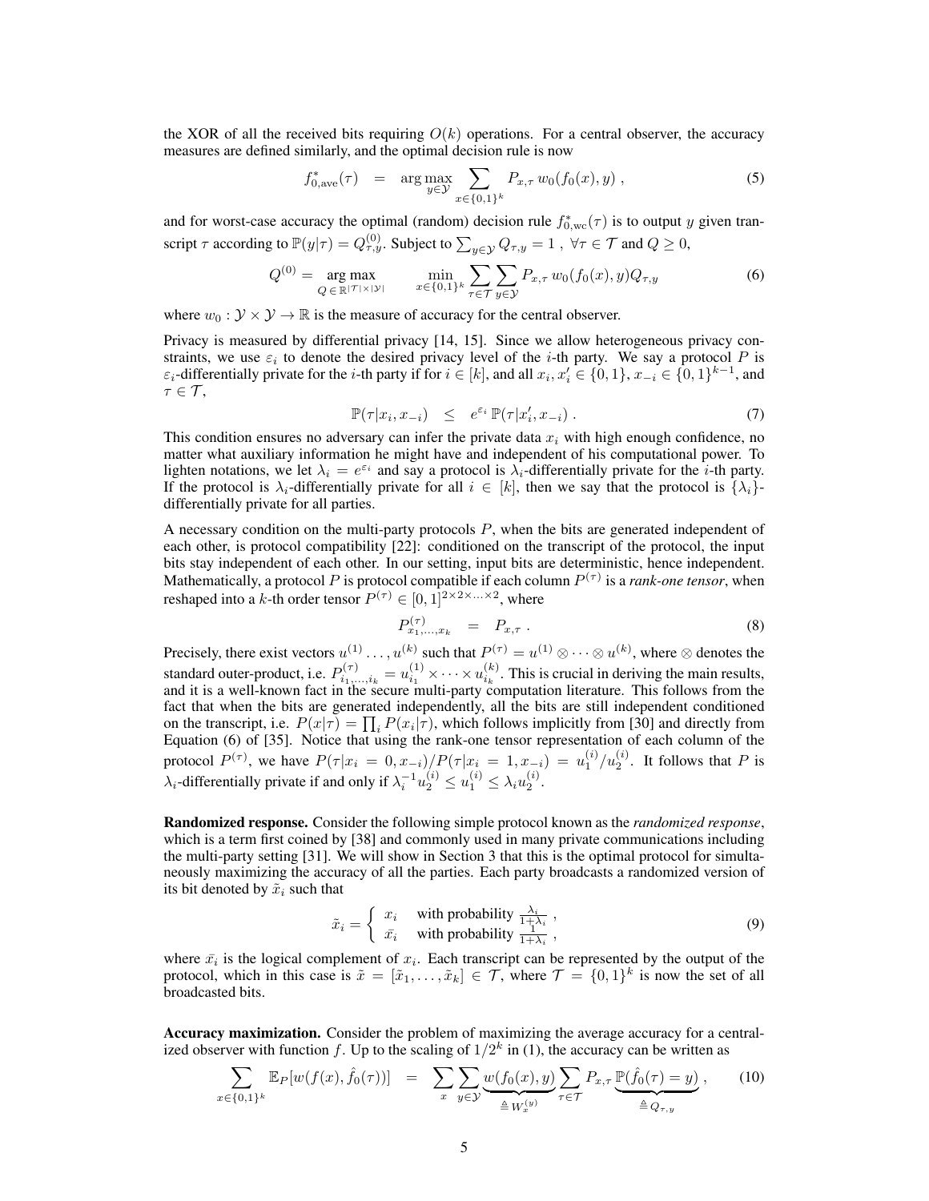the XOR of all the received bits requiring $O(k)$ operations. For a central observer, the accuracy measures are defined similarly, and the optimal decision rule is now

$$f^*_{0,\text{ave}}(\tau) \quad = \quad \arg\max_{y \in \mathcal{Y}} \sum_{x \in \{0,1\}^k} P_{x,\tau}\, w_0(f_0(x), y)\ , \tag{5}$$

and for worst-case accuracy the optimal (random) decision rule $f^*_{0,\text{wc}}(\tau)$ is to output $y$ given transcript $\tau$ according to $\mathbb{P}(y|\tau) = Q^{(0)}_{\tau,y}$. Subject to $\sum_{y \in \mathcal{Y}} Q_{\tau,y} = 1\ ,\ \forall \tau \in \mathcal{T}$ and $Q \geq 0$,

$$Q^{(0)} = \underset{Q \in \mathbb{R}^{|\mathcal{T}| \times |\mathcal{Y}|}}{\arg\max} \quad \min_{x \in \{0,1\}^k} \sum_{\tau \in \mathcal{T}} \sum_{y \in \mathcal{Y}} P_{x,\tau}\, w_0(f_0(x), y) Q_{\tau,y} \tag{6}$$

where $w_0 : \mathcal{Y} \times \mathcal{Y} \to \mathbb{R}$ is the measure of accuracy for the central observer.

Privacy is measured by differential privacy [14, 15]. Since we allow heterogeneous privacy constraints, we use $\varepsilon_i$ to denote the desired privacy level of the $i$-th party. We say a protocol $P$ is $\varepsilon_i$-differentially private for the $i$-th party if for $i \in [k]$, and all $x_i, x'_i \in \{0,1\}$, $x_{-i} \in \{0,1\}^{k-1}$, and $\tau \in \mathcal{T}$,

$$\mathbb{P}(\tau | x_i, x_{-i}) \quad \leq \quad e^{\varepsilon_i}\, \mathbb{P}(\tau | x'_i, x_{-i})\ . \tag{7}$$

This condition ensures no adversary can infer the private data $x_i$ with high enough confidence, no matter what auxiliary information he might have and independent of his computational power. To lighten notations, we let $\lambda_i = e^{\varepsilon_i}$ and say a protocol is $\lambda_i$-differentially private for the $i$-th party. If the protocol is $\lambda_i$-differentially private for all $i \in [k]$, then we say that the protocol is $\{\lambda_i\}$-differentially private for all parties.

A necessary condition on the multi-party protocols $P$, when the bits are generated independent of each other, is protocol compatibility [22]: conditioned on the transcript of the protocol, the input bits stay independent of each other. In our setting, input bits are deterministic, hence independent. Mathematically, a protocol $P$ is protocol compatible if each column $P^{(\tau)}$ is a *rank-one tensor*, when reshaped into a $k$-th order tensor $P^{(\tau)} \in [0,1]^{2 \times 2 \times \ldots \times 2}$, where

$$P^{(\tau)}_{x_1,\ldots,x_k} \quad = \quad P_{x,\tau}\ . \tag{8}$$

Precisely, there exist vectors $u^{(1)} \ldots, u^{(k)}$ such that $P^{(\tau)} = u^{(1)} \otimes \cdots \otimes u^{(k)}$, where $\otimes$ denotes the standard outer-product, i.e. $P^{(\tau)}_{i_1,\ldots,i_k} = u^{(1)}_{i_1} \times \cdots \times u^{(k)}_{i_k}$. This is crucial in deriving the main results, and it is a well-known fact in the secure multi-party computation literature. This follows from the fact that when the bits are generated independently, all the bits are still independent conditioned on the transcript, i.e. $P(x|\tau) = \prod_i P(x_i|\tau)$, which follows implicitly from [30] and directly from Equation (6) of [35]. Notice that using the rank-one tensor representation of each column of the protocol $P^{(\tau)}$, we have $P(\tau|x_i = 0, x_{-i})/P(\tau|x_i = 1, x_{-i}) = u^{(i)}_1/u^{(i)}_2$. It follows that $P$ is $\lambda_i$-differentially private if and only if $\lambda_i^{-1} u^{(i)}_2 \leq u^{(i)}_1 \leq \lambda_i u^{(i)}_2$.

**Randomized response.** Consider the following simple protocol known as the *randomized response*, which is a term first coined by [38] and commonly used in many private communications including the multi-party setting [31]. We will show in Section 3 that this is the optimal protocol for simultaneously maximizing the accuracy of all the parties. Each party broadcasts a randomized version of its bit denoted by $\tilde{x}_i$ such that

$$\tilde{x}_i = \begin{cases} x_i & \text{with probability } \frac{\lambda_i}{1+\lambda_i}\ , \\ \bar{x}_i & \text{with probability } \frac{1}{1+\lambda_i}\ , \end{cases} \tag{9}$$

where $\bar{x}_i$ is the logical complement of $x_i$. Each transcript can be represented by the output of the protocol, which in this case is $\tilde{x} = [\tilde{x}_1, \ldots, \tilde{x}_k] \in \mathcal{T}$, where $\mathcal{T} = \{0,1\}^k$ is now the set of all broadcasted bits.

**Accuracy maximization.** Consider the problem of maximizing the average accuracy for a centralized observer with function $f$. Up to the scaling of $1/2^k$ in (1), the accuracy can be written as

$$\sum_{x \in \{0,1\}^k} \mathbb{E}_P[w(f(x), \hat{f}_0(\tau))] \quad = \quad \sum_x \sum_{y \in \mathcal{Y}} \underbrace{w(f_0(x), y)}_{\triangleq W^{(y)}_x} \sum_{\tau \in \mathcal{T}} P_{x,\tau} \underbrace{\mathbb{P}(\hat{f}_0(\tau) = y)}_{\triangleq Q_{\tau,y}}\ , \tag{10}$$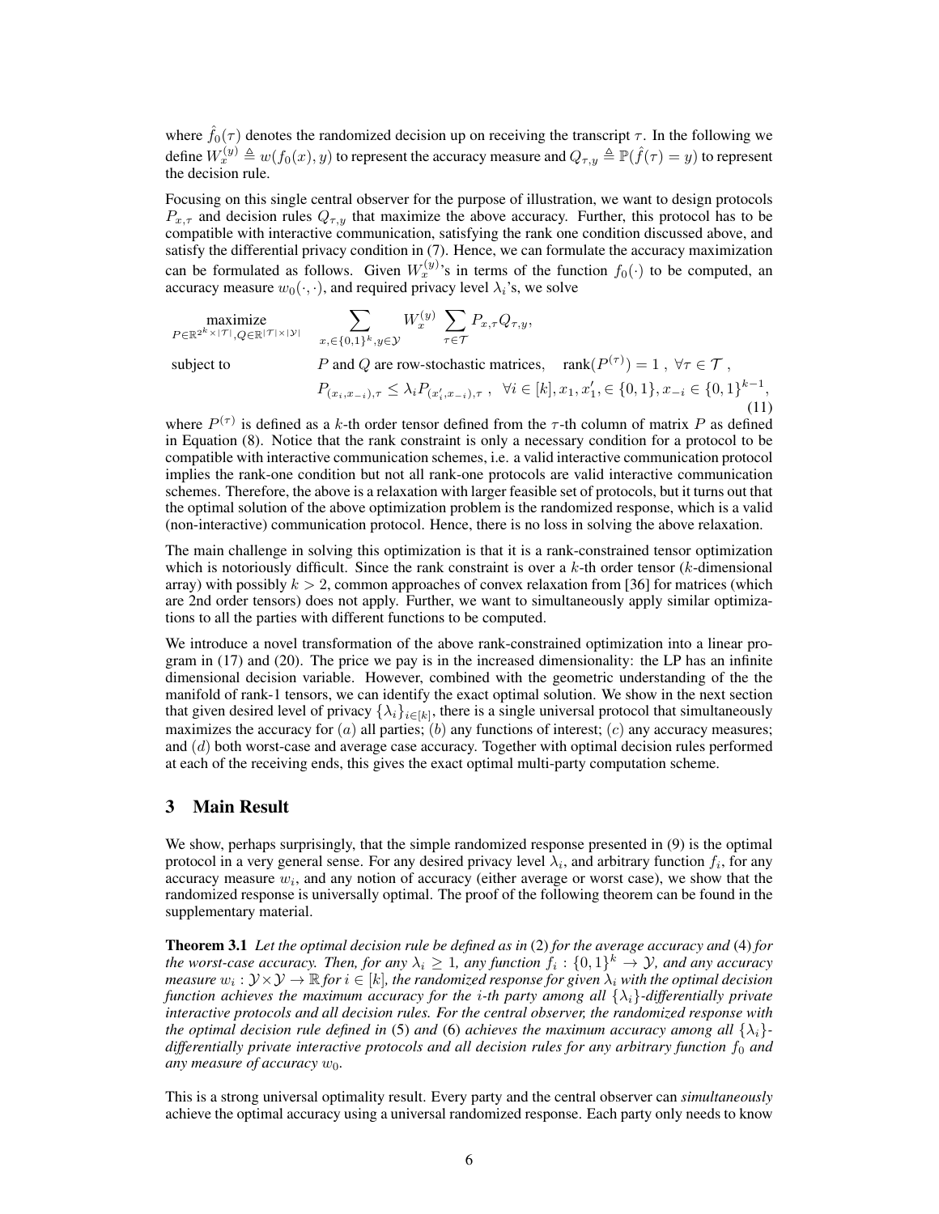where $\hat{f}_0(\tau)$ denotes the randomized decision up on receiving the transcript $\tau$. In the following we define $W_x^{(y)} \triangleq w(f_0(x), y)$ to represent the accuracy measure and $Q_{\tau,y} \triangleq \mathbb{P}(\hat{f}(\tau) = y)$ to represent the decision rule.

Focusing on this single central observer for the purpose of illustration, we want to design protocols $P_{x,\tau}$ and decision rules $Q_{\tau,y}$ that maximize the above accuracy. Further, this protocol has to be compatible with interactive communication, satisfying the rank one condition discussed above, and satisfy the differential privacy condition in (7). Hence, we can formulate the accuracy maximization can be formulated as follows. Given $W_x^{(y)}$'s in terms of the function $f_0(\cdot)$ to be computed, an accuracy measure $w_0(\cdot, \cdot)$, and required privacy level $\lambda_i$'s, we solve

$$
\begin{aligned}
\underset{P \in \mathbb{R}^{2^k \times |\mathcal{T}|}, Q \in \mathbb{R}^{|\mathcal{T}| \times |\mathcal{Y}|}}{\text{maximize}} \quad & \sum_{x, \in \{0,1\}^k, y \in \mathcal{Y}} W_x^{(y)} \sum_{\tau \in \mathcal{T}} P_{x,\tau} Q_{\tau,y}, \\
\text{subject to} \quad & P \text{ and } Q \text{ are row-stochastic matrices}, \quad \text{rank}(P^{(\tau)}) = 1 \ , \ \forall \tau \in \mathcal{T} \ , \\
& P_{(x_i, x_{-i}),\tau} \leq \lambda_i P_{(x_i', x_{-i}),\tau} \ , \ \ \forall i \in [k], x_1, x_1', \in \{0,1\}, x_{-i} \in \{0,1\}^{k-1},
\end{aligned} \tag{11}
$$

where $P^{(\tau)}$ is defined as a $k$-th order tensor defined from the $\tau$-th column of matrix $P$ as defined in Equation (8). Notice that the rank constraint is only a necessary condition for a protocol to be compatible with interactive communication schemes, i.e. a valid interactive communication protocol implies the rank-one condition but not all rank-one protocols are valid interactive communication schemes. Therefore, the above is a relaxation with larger feasible set of protocols, but it turns out that the optimal solution of the above optimization problem is the randomized response, which is a valid (non-interactive) communication protocol. Hence, there is no loss in solving the above relaxation.

The main challenge in solving this optimization is that it is a rank-constrained tensor optimization which is notoriously difficult. Since the rank constraint is over a $k$-th order tensor ($k$-dimensional array) with possibly $k > 2$, common approaches of convex relaxation from [36] for matrices (which are 2nd order tensors) does not apply. Further, we want to simultaneously apply similar optimizations to all the parties with different functions to be computed.

We introduce a novel transformation of the above rank-constrained optimization into a linear program in (17) and (20). The price we pay is in the increased dimensionality: the LP has an infinite dimensional decision variable. However, combined with the geometric understanding of the the manifold of rank-1 tensors, we can identify the exact optimal solution. We show in the next section that given desired level of privacy $\{\lambda_i\}_{i \in [k]}$, there is a single universal protocol that simultaneously maximizes the accuracy for $(a)$ all parties; $(b)$ any functions of interest; $(c)$ any accuracy measures; and $(d)$ both worst-case and average case accuracy. Together with optimal decision rules performed at each of the receiving ends, this gives the exact optimal multi-party computation scheme.

## 3 Main Result

We show, perhaps surprisingly, that the simple randomized response presented in (9) is the optimal protocol in a very general sense. For any desired privacy level $\lambda_i$, and arbitrary function $f_i$, for any accuracy measure $w_i$, and any notion of accuracy (either average or worst case), we show that the randomized response is universally optimal. The proof of the following theorem can be found in the supplementary material.

**Theorem 3.1** *Let the optimal decision rule be defined as in* (2) *for the average accuracy and* (4) *for the worst-case accuracy. Then, for any $\lambda_i \geq 1$, any function $f_i : \{0,1\}^k \to \mathcal{Y}$, and any accuracy measure $w_i : \mathcal{Y} \times \mathcal{Y} \to \mathbb{R}$ for $i \in [k]$, the randomized response for given $\lambda_i$ with the optimal decision function achieves the maximum accuracy for the $i$-th party among all $\{\lambda_i\}$-differentially private interactive protocols and all decision rules. For the central observer, the randomized response with the optimal decision rule defined in* (5) *and* (6) *achieves the maximum accuracy among all $\{\lambda_i\}$-differentially private interactive protocols and all decision rules for any arbitrary function $f_0$ and any measure of accuracy $w_0$.*

This is a strong universal optimality result. Every party and the central observer can *simultaneously* achieve the optimal accuracy using a universal randomized response. Each party only needs to know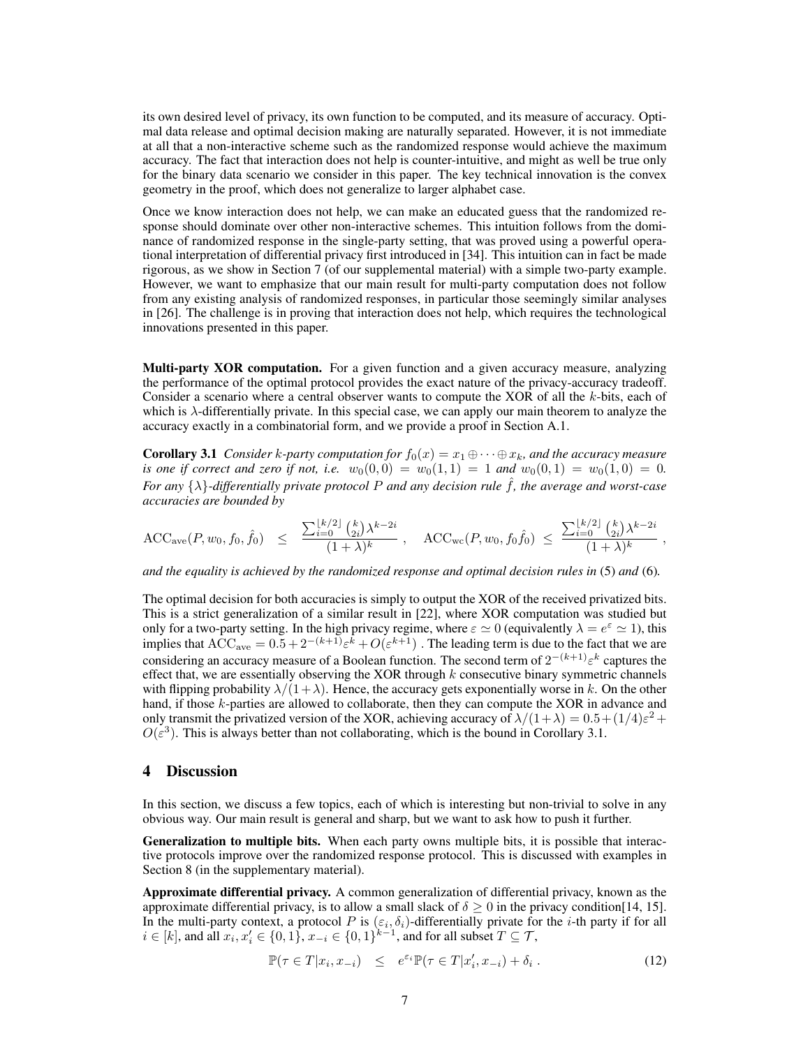its own desired level of privacy, its own function to be computed, and its measure of accuracy. Optimal data release and optimal decision making are naturally separated. However, it is not immediate at all that a non-interactive scheme such as the randomized response would achieve the maximum accuracy. The fact that interaction does not help is counter-intuitive, and might as well be true only for the binary data scenario we consider in this paper. The key technical innovation is the convex geometry in the proof, which does not generalize to larger alphabet case.

Once we know interaction does not help, we can make an educated guess that the randomized response should dominate over other non-interactive schemes. This intuition follows from the dominance of randomized response in the single-party setting, that was proved using a powerful operational interpretation of differential privacy first introduced in [34]. This intuition can in fact be made rigorous, as we show in Section 7 (of our supplemental material) with a simple two-party example. However, we want to emphasize that our main result for multi-party computation does not follow from any existing analysis of randomized responses, in particular those seemingly similar analyses in [26]. The challenge is in proving that interaction does not help, which requires the technological innovations presented in this paper.

**Multi-party XOR computation.** For a given function and a given accuracy measure, analyzing the performance of the optimal protocol provides the exact nature of the privacy-accuracy tradeoff. Consider a scenario where a central observer wants to compute the XOR of all the $k$-bits, each of which is $\lambda$-differentially private. In this special case, we can apply our main theorem to analyze the accuracy exactly in a combinatorial form, and we provide a proof in Section A.1.

**Corollary 3.1** *Consider $k$-party computation for $f_0(x) = x_1 \oplus \cdots \oplus x_k$, and the accuracy measure is one if correct and zero if not, i.e. $w_0(0,0) = w_0(1,1) = 1$ and $w_0(0,1) = w_0(1,0) = 0$. For any $\{\lambda\}$-differentially private protocol $P$ and any decision rule $\hat{f}$, the average and worst-case accuracies are bounded by*

$$\mathrm{ACC}_{\mathrm{ave}}(P, w_0, f_0, \hat{f}_0) \;\leq\; \frac{\sum_{i=0}^{\lfloor k/2 \rfloor} \binom{k}{2i} \lambda^{k-2i}}{(1+\lambda)^k} \;, \quad \mathrm{ACC}_{\mathrm{wc}}(P, w_0, f_0 \hat{f}_0) \;\leq\; \frac{\sum_{i=0}^{\lfloor k/2 \rfloor} \binom{k}{2i} \lambda^{k-2i}}{(1+\lambda)^k} \;,$$

*and the equality is achieved by the randomized response and optimal decision rules in* (5) *and* (6)*.*

The optimal decision for both accuracies is simply to output the XOR of the received privatized bits. This is a strict generalization of a similar result in [22], where XOR computation was studied but only for a two-party setting. In the high privacy regime, where $\varepsilon \simeq 0$ (equivalently $\lambda = e^{\varepsilon} \simeq 1$), this implies that $\mathrm{ACC}_{\mathrm{ave}} = 0.5 + 2^{-(k+1)}\varepsilon^k + O(\varepsilon^{k+1})$ . The leading term is due to the fact that we are considering an accuracy measure of a Boolean function. The second term of $2^{-(k+1)}\varepsilon^k$ captures the effect that, we are essentially observing the XOR through $k$ consecutive binary symmetric channels with flipping probability $\lambda/(1+\lambda)$. Hence, the accuracy gets exponentially worse in $k$. On the other hand, if those $k$-parties are allowed to collaborate, then they can compute the XOR in advance and only transmit the privatized version of the XOR, achieving accuracy of $\lambda/(1+\lambda) = 0.5 + (1/4)\varepsilon^2 + O(\varepsilon^3)$. This is always better than not collaborating, which is the bound in Corollary 3.1.

## 4 Discussion

In this section, we discuss a few topics, each of which is interesting but non-trivial to solve in any obvious way. Our main result is general and sharp, but we want to ask how to push it further.

**Generalization to multiple bits.** When each party owns multiple bits, it is possible that interactive protocols improve over the randomized response protocol. This is discussed with examples in Section 8 (in the supplementary material).

**Approximate differential privacy.** A common generalization of differential privacy, known as the approximate differential privacy, is to allow a small slack of $\delta \geq 0$ in the privacy condition[14, 15]. In the multi-party context, a protocol $P$ is $(\varepsilon_i, \delta_i)$-differentially private for the $i$-th party if for all $i \in [k]$, and all $x_i, x_i' \in \{0,1\}$, $x_{-i} \in \{0,1\}^{k-1}$, and for all subset $T \subseteq \mathcal{T}$,

$$\mathbb{P}(\tau \in T | x_i, x_{-i}) \;\;\leq\;\; e^{\varepsilon_i} \mathbb{P}(\tau \in T | x_i', x_{-i}) + \delta_i \;. \tag{12}$$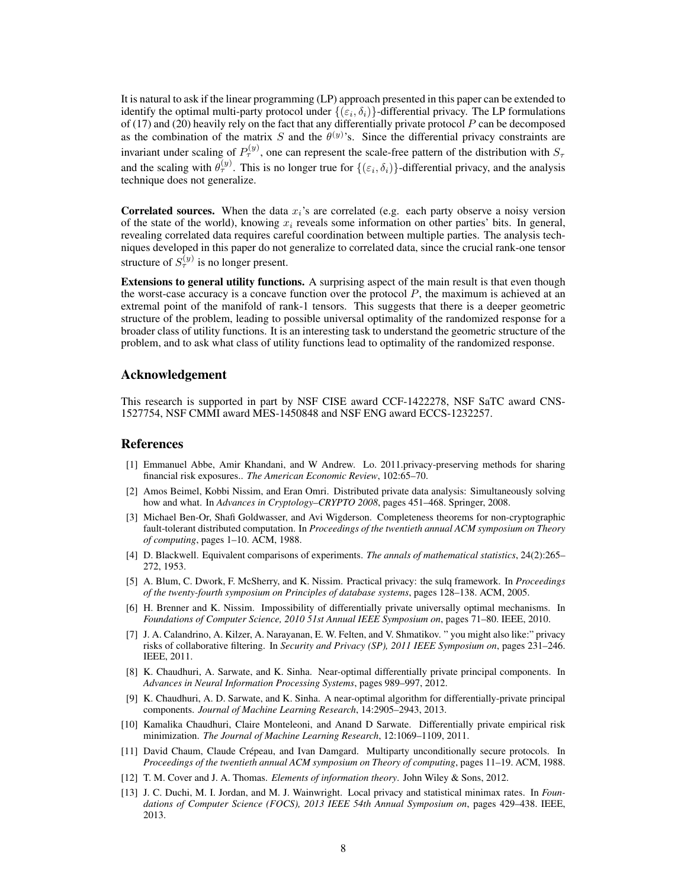It is natural to ask if the linear programming (LP) approach presented in this paper can be extended to identify the optimal multi-party protocol under $\{(\varepsilon_i, \delta_i)\}$-differential privacy. The LP formulations of (17) and (20) heavily rely on the fact that any differentially private protocol $P$ can be decomposed as the combination of the matrix $S$ and the $\theta^{(y)}$'s. Since the differential privacy constraints are invariant under scaling of $P_\tau^{(y)}$, one can represent the scale-free pattern of the distribution with $S_\tau$ and the scaling with $\theta_\tau^{(y)}$. This is no longer true for $\{(\varepsilon_i, \delta_i)\}$-differential privacy, and the analysis technique does not generalize.

**Correlated sources.** When the data $x_i$'s are correlated (e.g. each party observe a noisy version of the state of the world), knowing $x_i$ reveals some information on other parties' bits. In general, revealing correlated data requires careful coordination between multiple parties. The analysis techniques developed in this paper do not generalize to correlated data, since the crucial rank-one tensor structure of $S_\tau^{(y)}$ is no longer present.

**Extensions to general utility functions.** A surprising aspect of the main result is that even though the worst-case accuracy is a concave function over the protocol $P$, the maximum is achieved at an extremal point of the manifold of rank-1 tensors. This suggests that there is a deeper geometric structure of the problem, leading to possible universal optimality of the randomized response for a broader class of utility functions. It is an interesting task to understand the geometric structure of the problem, and to ask what class of utility functions lead to optimality of the randomized response.

## Acknowledgement

This research is supported in part by NSF CISE award CCF-1422278, NSF SaTC award CNS-1527754, NSF CMMI award MES-1450848 and NSF ENG award ECCS-1232257.

## References

[1] Emmanuel Abbe, Amir Khandani, and W Andrew. Lo. 2011.privacy-preserving methods for sharing financial risk exposures.. *The American Economic Review*, 102:65–70.

[2] Amos Beimel, Kobbi Nissim, and Eran Omri. Distributed private data analysis: Simultaneously solving how and what. In *Advances in Cryptology–CRYPTO 2008*, pages 451–468. Springer, 2008.

[3] Michael Ben-Or, Shafi Goldwasser, and Avi Wigderson. Completeness theorems for non-cryptographic fault-tolerant distributed computation. In *Proceedings of the twentieth annual ACM symposium on Theory of computing*, pages 1–10. ACM, 1988.

[4] D. Blackwell. Equivalent comparisons of experiments. *The annals of mathematical statistics*, 24(2):265–272, 1953.

[5] A. Blum, C. Dwork, F. McSherry, and K. Nissim. Practical privacy: the sulq framework. In *Proceedings of the twenty-fourth symposium on Principles of database systems*, pages 128–138. ACM, 2005.

[6] H. Brenner and K. Nissim. Impossibility of differentially private universally optimal mechanisms. In *Foundations of Computer Science, 2010 51st Annual IEEE Symposium on*, pages 71–80. IEEE, 2010.

[7] J. A. Calandrino, A. Kilzer, A. Narayanan, E. W. Felten, and V. Shmatikov. " you might also like:" privacy risks of collaborative filtering. In *Security and Privacy (SP), 2011 IEEE Symposium on*, pages 231–246. IEEE, 2011.

[8] K. Chaudhuri, A. Sarwate, and K. Sinha. Near-optimal differentially private principal components. In *Advances in Neural Information Processing Systems*, pages 989–997, 2012.

[9] K. Chaudhuri, A. D. Sarwate, and K. Sinha. A near-optimal algorithm for differentially-private principal components. *Journal of Machine Learning Research*, 14:2905–2943, 2013.

[10] Kamalika Chaudhuri, Claire Monteleoni, and Anand D Sarwate. Differentially private empirical risk minimization. *The Journal of Machine Learning Research*, 12:1069–1109, 2011.

[11] David Chaum, Claude Crépeau, and Ivan Damgard. Multiparty unconditionally secure protocols. In *Proceedings of the twentieth annual ACM symposium on Theory of computing*, pages 11–19. ACM, 1988.

[12] T. M. Cover and J. A. Thomas. *Elements of information theory*. John Wiley & Sons, 2012.

[13] J. C. Duchi, M. I. Jordan, and M. J. Wainwright. Local privacy and statistical minimax rates. In *Foundations of Computer Science (FOCS), 2013 IEEE 54th Annual Symposium on*, pages 429–438. IEEE, 2013.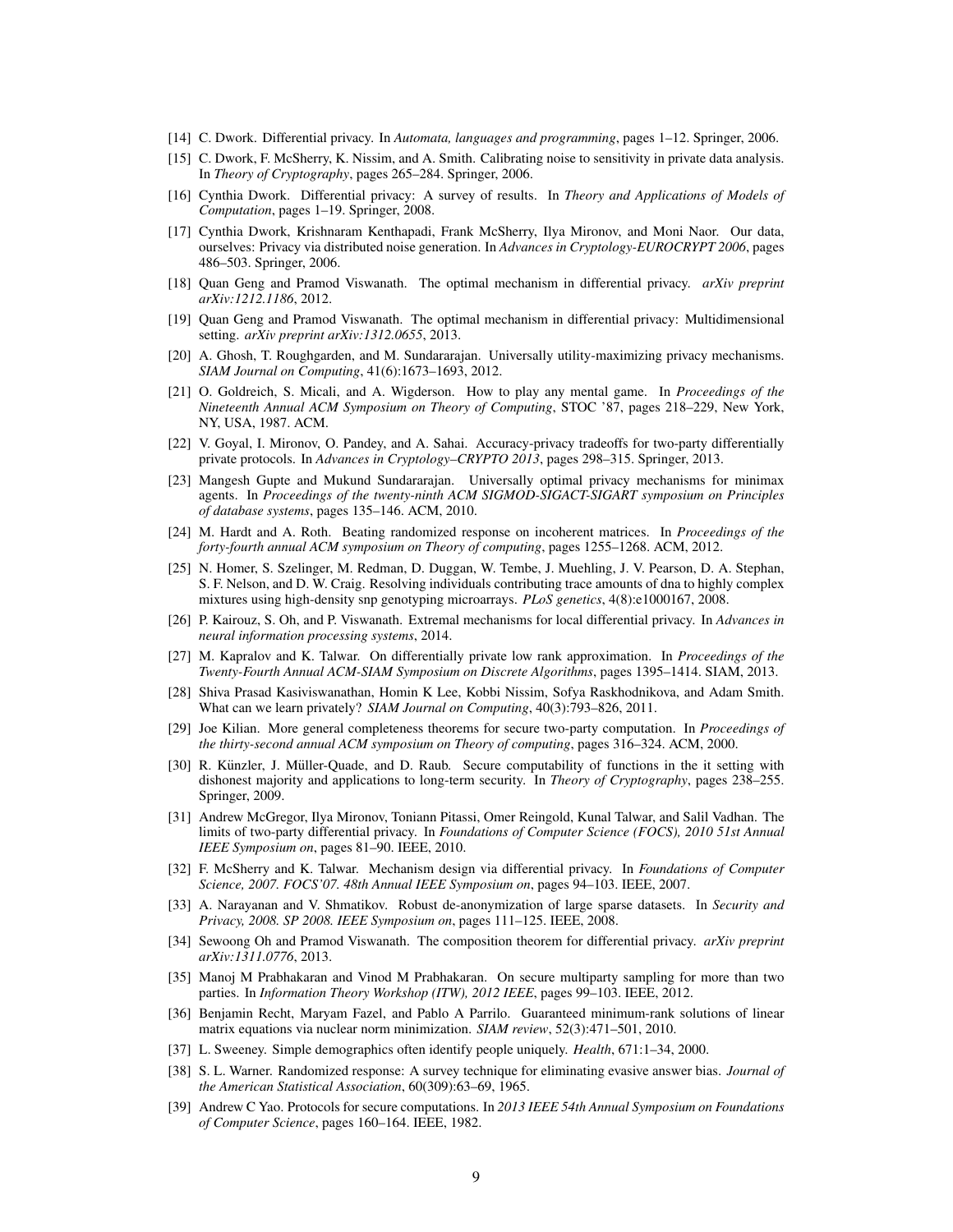[14] C. Dwork. Differential privacy. In *Automata, languages and programming*, pages 1–12. Springer, 2006.

[15] C. Dwork, F. McSherry, K. Nissim, and A. Smith. Calibrating noise to sensitivity in private data analysis. In *Theory of Cryptography*, pages 265–284. Springer, 2006.

[16] Cynthia Dwork. Differential privacy: A survey of results. In *Theory and Applications of Models of Computation*, pages 1–19. Springer, 2008.

[17] Cynthia Dwork, Krishnaram Kenthapadi, Frank McSherry, Ilya Mironov, and Moni Naor. Our data, ourselves: Privacy via distributed noise generation. In *Advances in Cryptology-EUROCRYPT 2006*, pages 486–503. Springer, 2006.

[18] Quan Geng and Pramod Viswanath. The optimal mechanism in differential privacy. *arXiv preprint arXiv:1212.1186*, 2012.

[19] Quan Geng and Pramod Viswanath. The optimal mechanism in differential privacy: Multidimensional setting. *arXiv preprint arXiv:1312.0655*, 2013.

[20] A. Ghosh, T. Roughgarden, and M. Sundararajan. Universally utility-maximizing privacy mechanisms. *SIAM Journal on Computing*, 41(6):1673–1693, 2012.

[21] O. Goldreich, S. Micali, and A. Wigderson. How to play any mental game. In *Proceedings of the Nineteenth Annual ACM Symposium on Theory of Computing*, STOC '87, pages 218–229, New York, NY, USA, 1987. ACM.

[22] V. Goyal, I. Mironov, O. Pandey, and A. Sahai. Accuracy-privacy tradeoffs for two-party differentially private protocols. In *Advances in Cryptology–CRYPTO 2013*, pages 298–315. Springer, 2013.

[23] Mangesh Gupte and Mukund Sundararajan. Universally optimal privacy mechanisms for minimax agents. In *Proceedings of the twenty-ninth ACM SIGMOD-SIGACT-SIGART symposium on Principles of database systems*, pages 135–146. ACM, 2010.

[24] M. Hardt and A. Roth. Beating randomized response on incoherent matrices. In *Proceedings of the forty-fourth annual ACM symposium on Theory of computing*, pages 1255–1268. ACM, 2012.

[25] N. Homer, S. Szelinger, M. Redman, D. Duggan, W. Tembe, J. Muehling, J. V. Pearson, D. A. Stephan, S. F. Nelson, and D. W. Craig. Resolving individuals contributing trace amounts of dna to highly complex mixtures using high-density snp genotyping microarrays. *PLoS genetics*, 4(8):e1000167, 2008.

[26] P. Kairouz, S. Oh, and P. Viswanath. Extremal mechanisms for local differential privacy. In *Advances in neural information processing systems*, 2014.

[27] M. Kapralov and K. Talwar. On differentially private low rank approximation. In *Proceedings of the Twenty-Fourth Annual ACM-SIAM Symposium on Discrete Algorithms*, pages 1395–1414. SIAM, 2013.

[28] Shiva Prasad Kasiviswanathan, Homin K Lee, Kobbi Nissim, Sofya Raskhodnikova, and Adam Smith. What can we learn privately? *SIAM Journal on Computing*, 40(3):793–826, 2011.

[29] Joe Kilian. More general completeness theorems for secure two-party computation. In *Proceedings of the thirty-second annual ACM symposium on Theory of computing*, pages 316–324. ACM, 2000.

[30] R. Künzler, J. Müller-Quade, and D. Raub. Secure computability of functions in the it setting with dishonest majority and applications to long-term security. In *Theory of Cryptography*, pages 238–255. Springer, 2009.

[31] Andrew McGregor, Ilya Mironov, Toniann Pitassi, Omer Reingold, Kunal Talwar, and Salil Vadhan. The limits of two-party differential privacy. In *Foundations of Computer Science (FOCS), 2010 51st Annual IEEE Symposium on*, pages 81–90. IEEE, 2010.

[32] F. McSherry and K. Talwar. Mechanism design via differential privacy. In *Foundations of Computer Science, 2007. FOCS'07. 48th Annual IEEE Symposium on*, pages 94–103. IEEE, 2007.

[33] A. Narayanan and V. Shmatikov. Robust de-anonymization of large sparse datasets. In *Security and Privacy, 2008. SP 2008. IEEE Symposium on*, pages 111–125. IEEE, 2008.

[34] Sewoong Oh and Pramod Viswanath. The composition theorem for differential privacy. *arXiv preprint arXiv:1311.0776*, 2013.

[35] Manoj M Prabhakaran and Vinod M Prabhakaran. On secure multiparty sampling for more than two parties. In *Information Theory Workshop (ITW), 2012 IEEE*, pages 99–103. IEEE, 2012.

[36] Benjamin Recht, Maryam Fazel, and Pablo A Parrilo. Guaranteed minimum-rank solutions of linear matrix equations via nuclear norm minimization. *SIAM review*, 52(3):471–501, 2010.

[37] L. Sweeney. Simple demographics often identify people uniquely. *Health*, 671:1–34, 2000.

[38] S. L. Warner. Randomized response: A survey technique for eliminating evasive answer bias. *Journal of the American Statistical Association*, 60(309):63–69, 1965.

[39] Andrew C Yao. Protocols for secure computations. In *2013 IEEE 54th Annual Symposium on Foundations of Computer Science*, pages 160–164. IEEE, 1982.